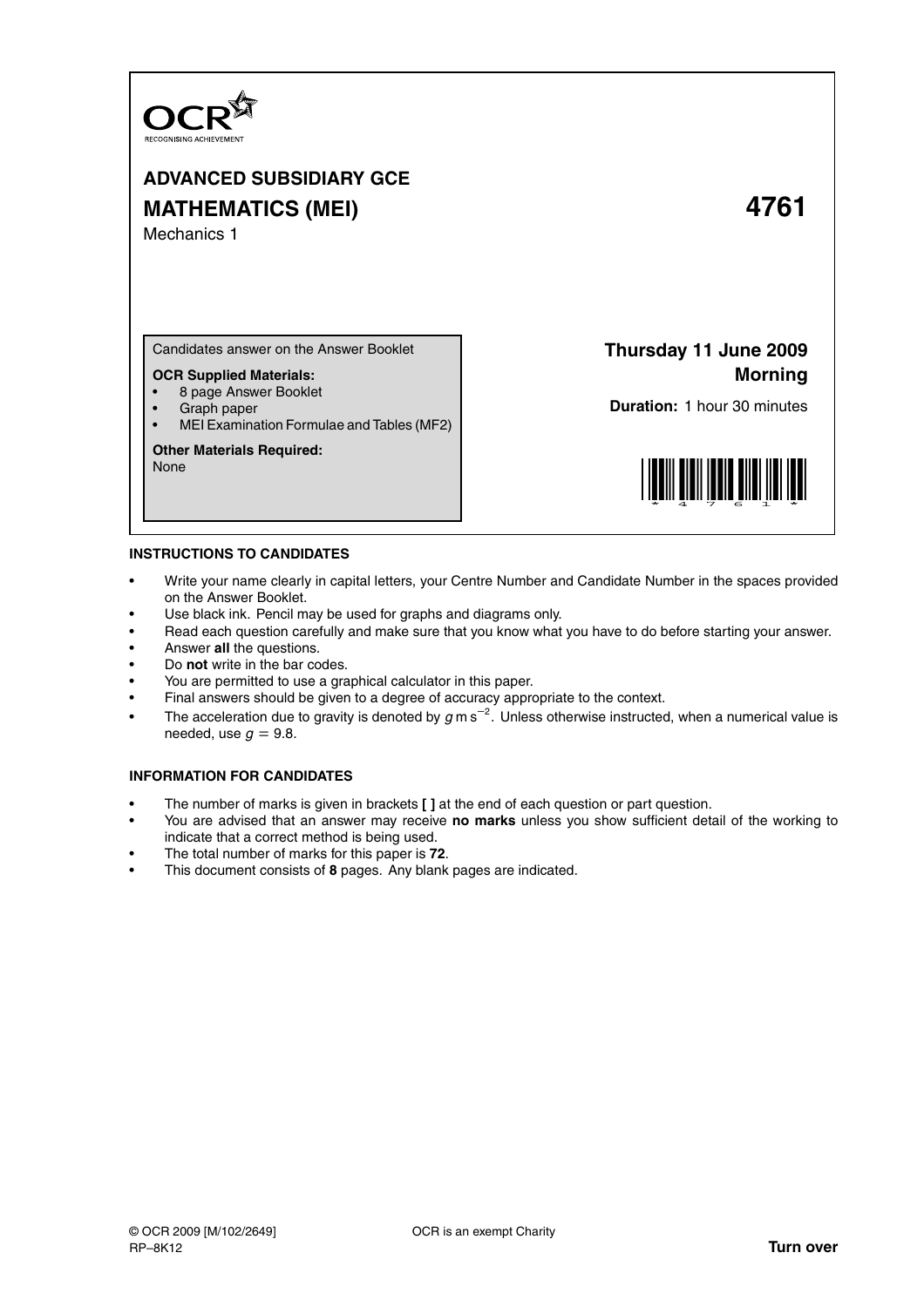OCR
RECOGNISING ACHIEVEMENT

# ADVANCED SUBSIDIARY GCE
# MATHEMATICS (MEI) 4761

Mechanics 1

Candidates answer on the Answer Booklet

**OCR Supplied Materials:**
- 8 page Answer Booklet
- Graph paper
- MEI Examination Formulae and Tables (MF2)

**Other Materials Required:**
None

**Thursday 11 June 2009**
**Morning**

**Duration:** 1 hour 30 minutes

*4761*

## INSTRUCTIONS TO CANDIDATES

- Write your name clearly in capital letters, your Centre Number and Candidate Number in the spaces provided on the Answer Booklet.
- Use black ink. Pencil may be used for graphs and diagrams only.
- Read each question carefully and make sure that you know what you have to do before starting your answer.
- Answer **all** the questions.
- Do **not** write in the bar codes.
- You are permitted to use a graphical calculator in this paper.
- Final answers should be given to a degree of accuracy appropriate to the context.
- The acceleration due to gravity is denoted by $g\text{ m s}^{-2}$. Unless otherwise instructed, when a numerical value is needed, use $g = 9.8$.

## INFORMATION FOR CANDIDATES

- The number of marks is given in brackets **[ ]** at the end of each question or part question.
- You are advised that an answer may receive **no marks** unless you show sufficient detail of the working to indicate that a correct method is being used.
- The total number of marks for this paper is **72**.
- This document consists of **8** pages. Any blank pages are indicated.

© OCR 2009 [M/102/2649] OCR is an exempt Charity
RP–8K12

**Turn over**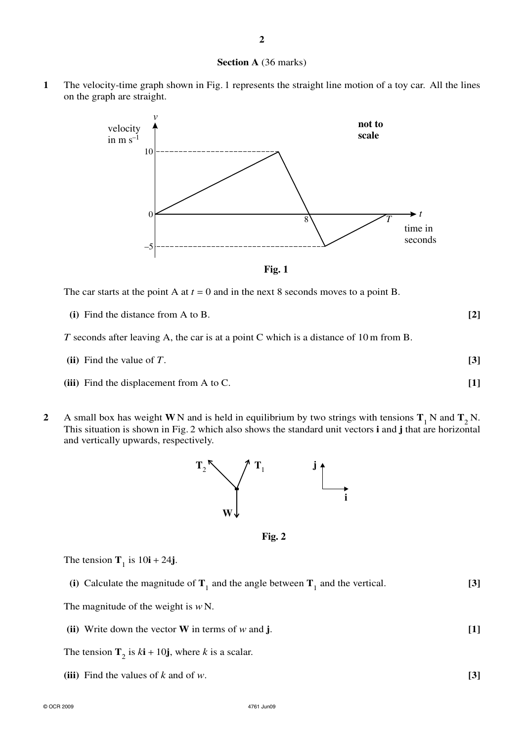## Section A (36 marks)

**1** The velocity-time graph shown in Fig. 1 represents the straight line motion of a toy car. All the lines on the graph are straight.

**Fig. 1**

The car starts at the point A at $t = 0$ and in the next 8 seconds moves to a point B.

**(i)** Find the distance from A to B. **[2]**

$T$ seconds after leaving A, the car is at a point C which is a distance of 10 m from B.

**(ii)** Find the value of $T$. **[3]**

**(iii)** Find the displacement from A to C. **[1]**

**2** A small box has weight $\mathbf{W}$ N and is held in equilibrium by two strings with tensions $\mathbf{T}_1$ N and $\mathbf{T}_2$ N. This situation is shown in Fig. 2 which also shows the standard unit vectors $\mathbf{i}$ and $\mathbf{j}$ that are horizontal and vertically upwards, respectively.

**Fig. 2**

The tension $\mathbf{T}_1$ is $10\mathbf{i} + 24\mathbf{j}$.

**(i)** Calculate the magnitude of $\mathbf{T}_1$ and the angle between $\mathbf{T}_1$ and the vertical. **[3]**

The magnitude of the weight is $w$ N.

**(ii)** Write down the vector $\mathbf{W}$ in terms of $w$ and $\mathbf{j}$. **[1]**

The tension $\mathbf{T}_2$ is $k\mathbf{i} + 10\mathbf{j}$, where $k$ is a scalar.

**(iii)** Find the values of $k$ and of $w$. **[3]**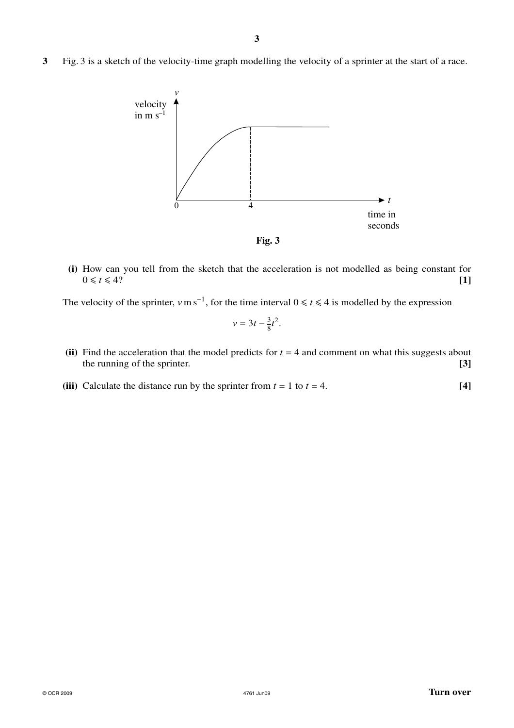**3** Fig. 3 is a sketch of the velocity-time graph modelling the velocity of a sprinter at the start of a race.

Fig. 3

**(i)** How can you tell from the sketch that the acceleration is not modelled as being constant for $0 \leqslant t \leqslant 4$? **[1]**

The velocity of the sprinter, $v\,\text{m}\,\text{s}^{-1}$, for the time interval $0 \leqslant t \leqslant 4$ is modelled by the expression

$$v = 3t - \frac{3}{8}t^2.$$

**(ii)** Find the acceleration that the model predicts for $t = 4$ and comment on what this suggests about the running of the sprinter. **[3]**

**(iii)** Calculate the distance run by the sprinter from $t = 1$ to $t = 4$. **[4]**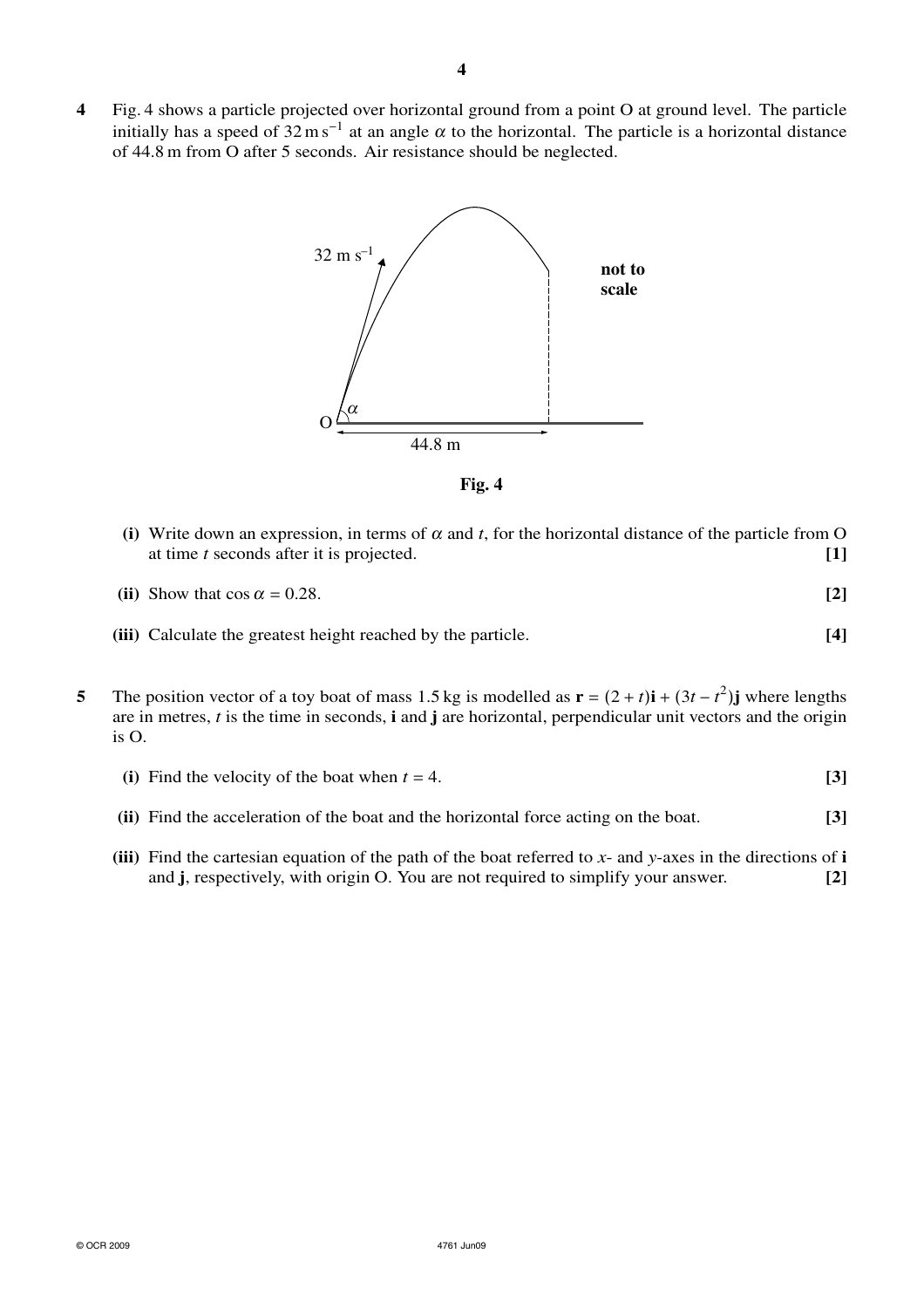**4** Fig. 4 shows a particle projected over horizontal ground from a point O at ground level. The particle initially has a speed of $32\,\text{m}\,\text{s}^{-1}$ at an angle $\alpha$ to the horizontal. The particle is a horizontal distance of 44.8 m from O after 5 seconds. Air resistance should be neglected.

**Fig. 4**

**(i)** Write down an expression, in terms of $\alpha$ and $t$, for the horizontal distance of the particle from O at time $t$ seconds after it is projected. **[1]**

**(ii)** Show that $\cos \alpha = 0.28$. **[2]**

**(iii)** Calculate the greatest height reached by the particle. **[4]**

**5** The position vector of a toy boat of mass 1.5 kg is modelled as $\mathbf{r} = (2 + t)\mathbf{i} + (3t - t^2)\mathbf{j}$ where lengths are in metres, $t$ is the time in seconds, $\mathbf{i}$ and $\mathbf{j}$ are horizontal, perpendicular unit vectors and the origin is O.

**(i)** Find the velocity of the boat when $t = 4$. **[3]**

**(ii)** Find the acceleration of the boat and the horizontal force acting on the boat. **[3]**

**(iii)** Find the cartesian equation of the path of the boat referred to $x$- and $y$-axes in the directions of $\mathbf{i}$ and $\mathbf{j}$, respectively, with origin O. You are not required to simplify your answer. **[2]**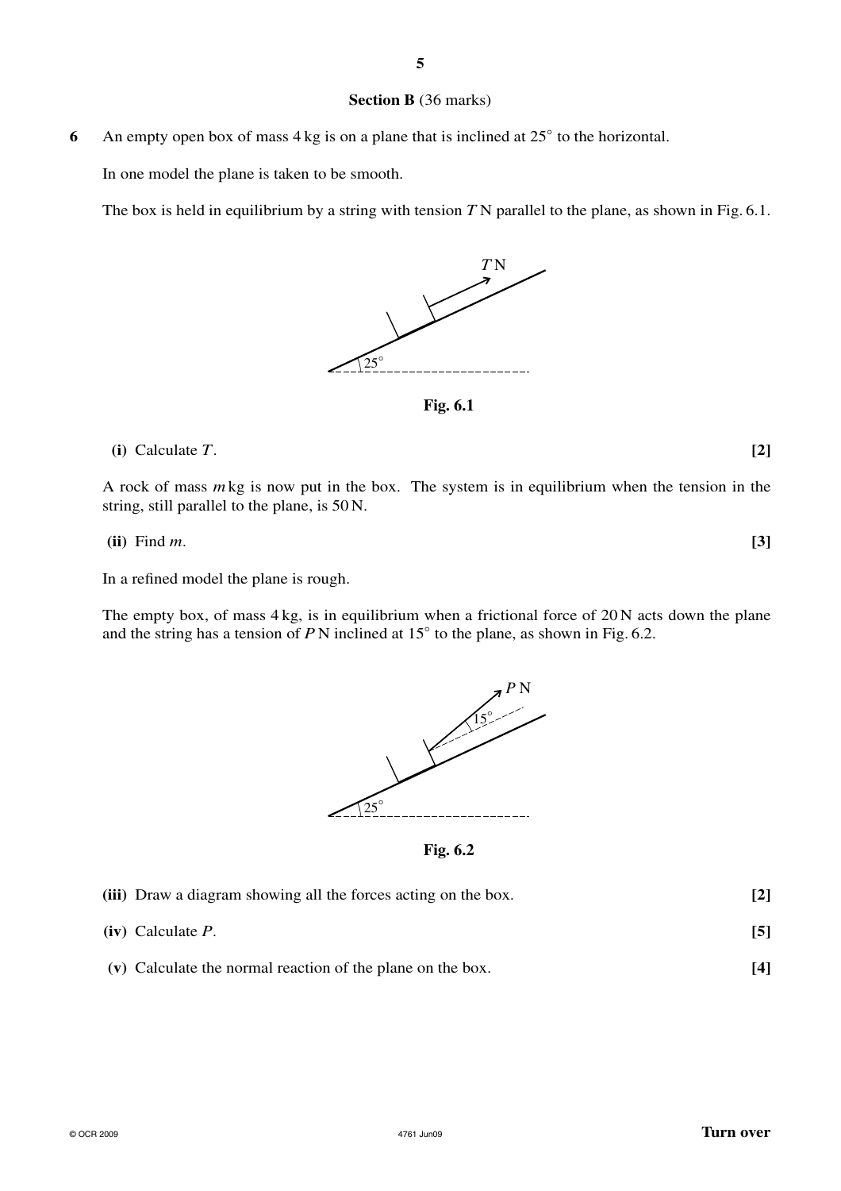## Section B (36 marks)

**6** An empty open box of mass 4 kg is on a plane that is inclined at 25° to the horizontal.

In one model the plane is taken to be smooth.

The box is held in equilibrium by a string with tension $T$ N parallel to the plane, as shown in Fig. 6.1.

**Fig. 6.1**

**(i)** Calculate $T$. **[2]**

A rock of mass $m$ kg is now put in the box. The system is in equilibrium when the tension in the string, still parallel to the plane, is 50 N.

**(ii)** Find $m$. **[3]**

In a refined model the plane is rough.

The empty box, of mass 4 kg, is in equilibrium when a frictional force of 20 N acts down the plane and the string has a tension of $P$ N inclined at 15° to the plane, as shown in Fig. 6.2.

**Fig. 6.2**

**(iii)** Draw a diagram showing all the forces acting on the box. **[2]**

**(iv)** Calculate $P$. **[5]**

**(v)** Calculate the normal reaction of the plane on the box. **[4]**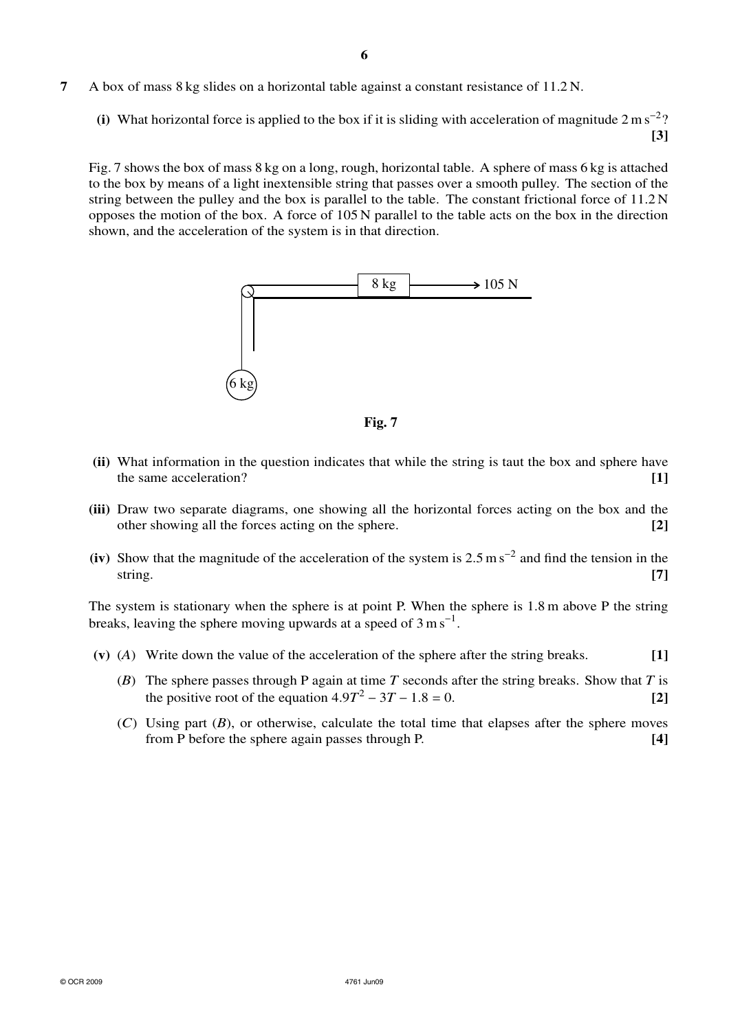**7** A box of mass 8 kg slides on a horizontal table against a constant resistance of 11.2 N.

**(i)** What horizontal force is applied to the box if it is sliding with acceleration of magnitude $2\text{ m s}^{-2}$? **[3]**

Fig. 7 shows the box of mass 8 kg on a long, rough, horizontal table. A sphere of mass 6 kg is attached to the box by means of a light inextensible string that passes over a smooth pulley. The section of the string between the pulley and the box is parallel to the table. The constant frictional force of 11.2 N opposes the motion of the box. A force of 105 N parallel to the table acts on the box in the direction shown, and the acceleration of the system is in that direction.

**Fig. 7**

**(ii)** What information in the question indicates that while the string is taut the box and sphere have the same acceleration? **[1]**

**(iii)** Draw two separate diagrams, one showing all the horizontal forces acting on the box and the other showing all the forces acting on the sphere. **[2]**

**(iv)** Show that the magnitude of the acceleration of the system is $2.5\text{ m s}^{-2}$ and find the tension in the string. **[7]**

The system is stationary when the sphere is at point P. When the sphere is 1.8 m above P the string breaks, leaving the sphere moving upwards at a speed of $3\text{ m s}^{-1}$.

**(v)** (*A*) Write down the value of the acceleration of the sphere after the string breaks. **[1]**

(*B*) The sphere passes through P again at time $T$ seconds after the string breaks. Show that $T$ is the positive root of the equation $4.9T^2 - 3T - 1.8 = 0$. **[2]**

(*C*) Using part (*B*), or otherwise, calculate the total time that elapses after the sphere moves from P before the sphere again passes through P. **[4]**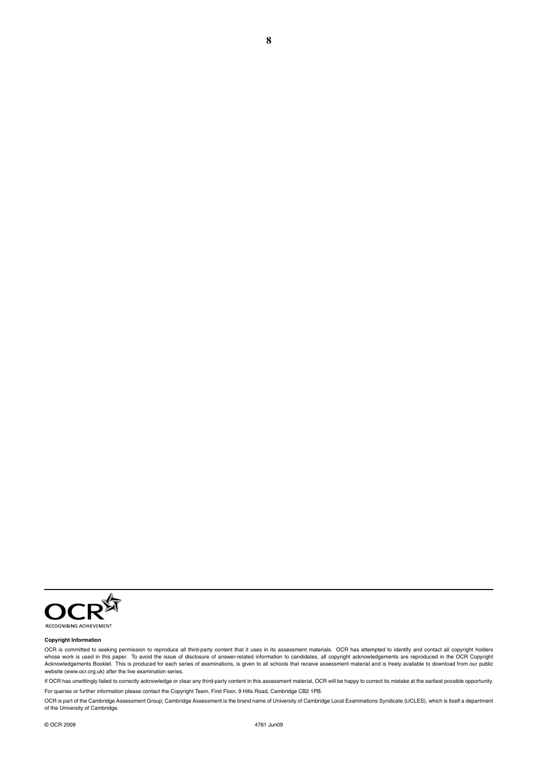OCR

RECOGNISING ACHIEVEMENT

**Copyright Information**

OCR is committed to seeking permission to reproduce all third-party content that it uses in its assessment materials. OCR has attempted to identify and contact all copyright holders whose work is used in this paper. To avoid the issue of disclosure of answer-related information to candidates, all copyright acknowledgements are reproduced in the OCR Copyright Acknowledgements Booklet. This is produced for each series of examinations, is given to all schools that receive assessment material and is freely available to download from our public website (www.ocr.org.uk) after the live examination series.

If OCR has unwittingly failed to correctly acknowledge or clear any third-party content in this assessment material, OCR will be happy to correct its mistake at the earliest possible opportunity.

For queries or further information please contact the Copyright Team, First Floor, 9 Hills Road, Cambridge CB2 1PB.

OCR is part of the Cambridge Assessment Group; Cambridge Assessment is the brand name of University of Cambridge Local Examinations Syndicate (UCLES), which is itself a department of the University of Cambridge.

© OCR 2009 4761 Jun09